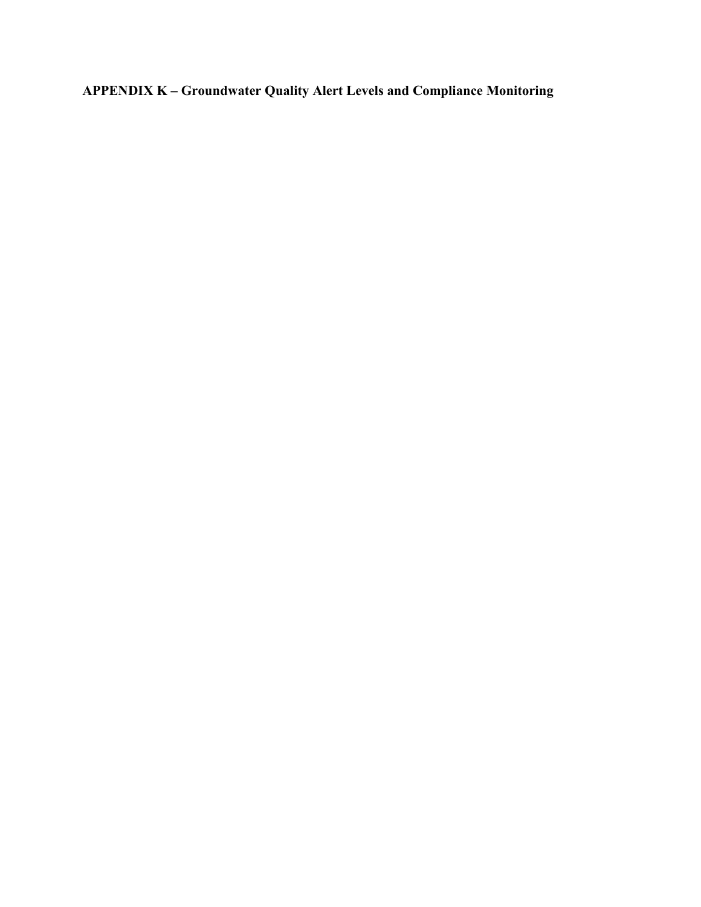# APPENDIX K – Groundwater Quality Alert Levels and Compliance Monitoring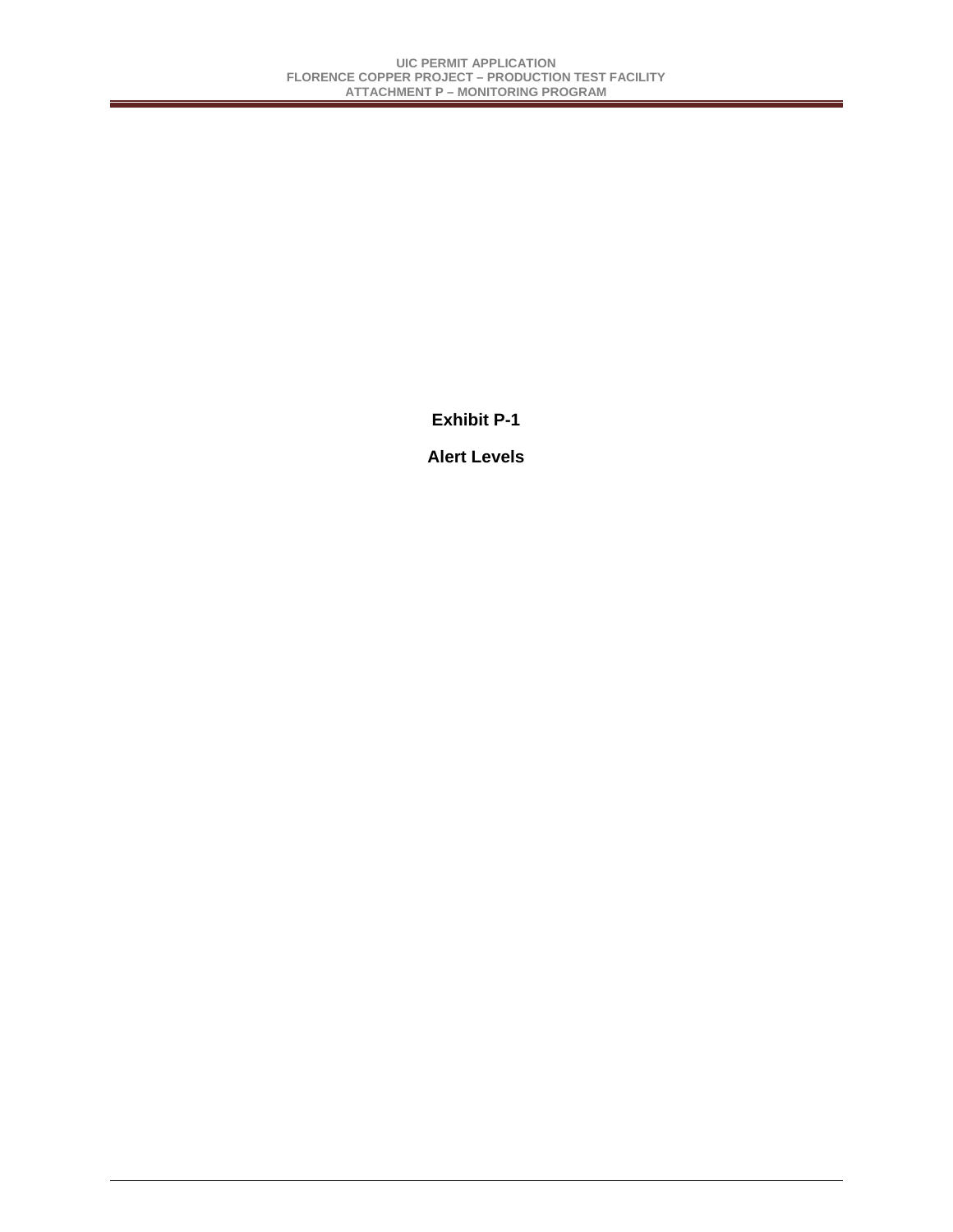**Exhibit P-1**

**Alert Levels**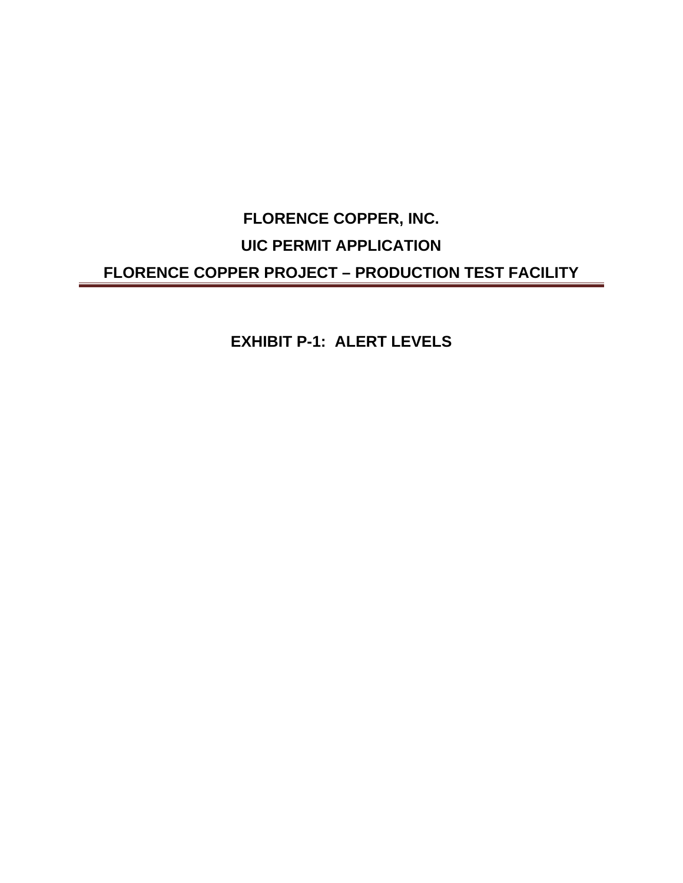**FLORENCE COPPER, INC.**

**UIC PERMIT APPLICATION**

**FLORENCE COPPER PROJECT – PRODUCTION TEST FACILITY**

---

## EXHIBIT P-1: ALERT LEVELS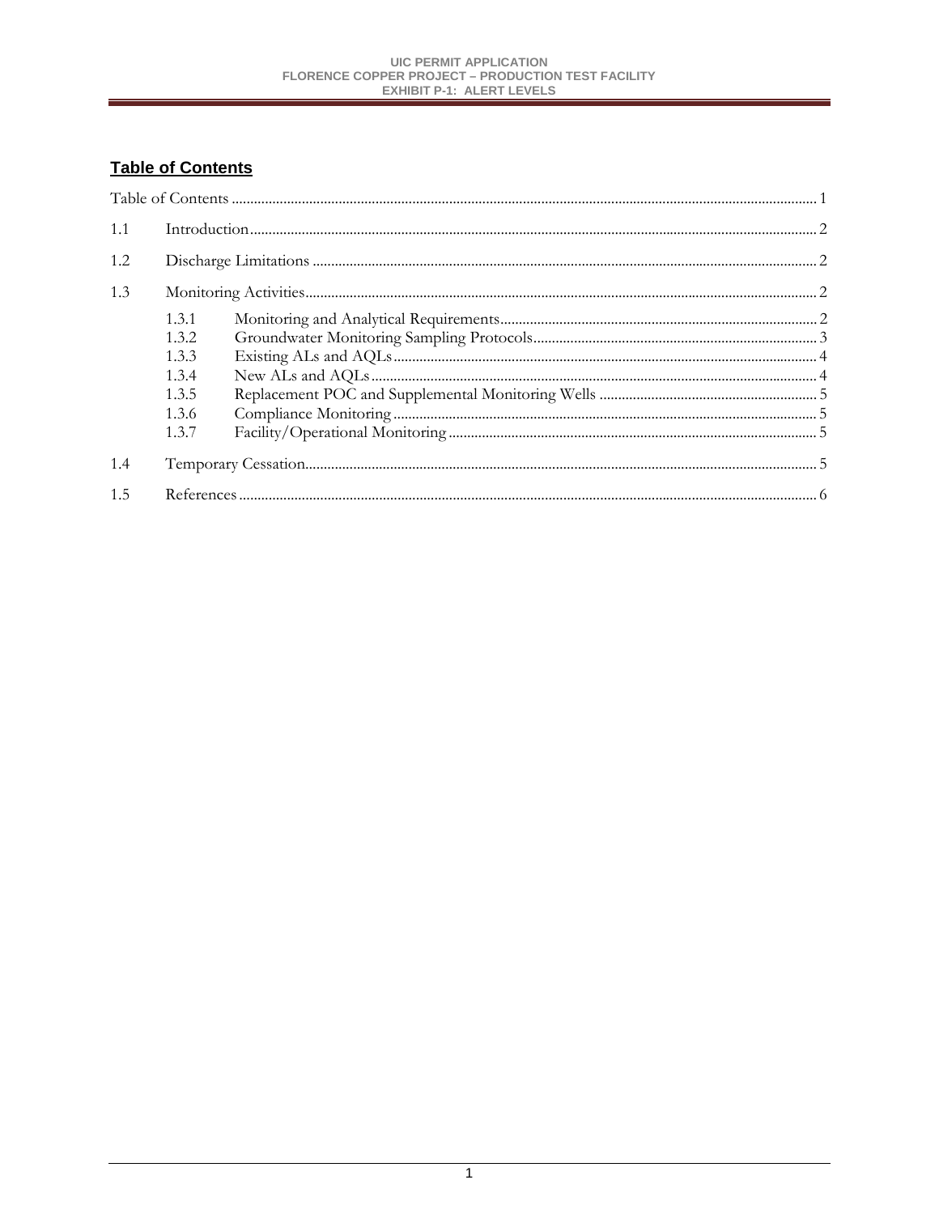## Table of Contents

Table of Contents ............................................................ 1

1.1 Introduction ............................................................ 2

1.2 Discharge Limitations ............................................................ 2

1.3 Monitoring Activities ............................................................ 2

- 1.3.1 Monitoring and Analytical Requirements ............................................................ 2
- 1.3.2 Groundwater Monitoring Sampling Protocols ............................................................ 3
- 1.3.3 Existing ALs and AQLs ............................................................ 4
- 1.3.4 New ALs and AQLs ............................................................ 4
- 1.3.5 Replacement POC and Supplemental Monitoring Wells ............................................................ 5
- 1.3.6 Compliance Monitoring ............................................................ 5
- 1.3.7 Facility/Operational Monitoring ............................................................ 5

1.4 Temporary Cessation ............................................................ 5

1.5 References ............................................................ 6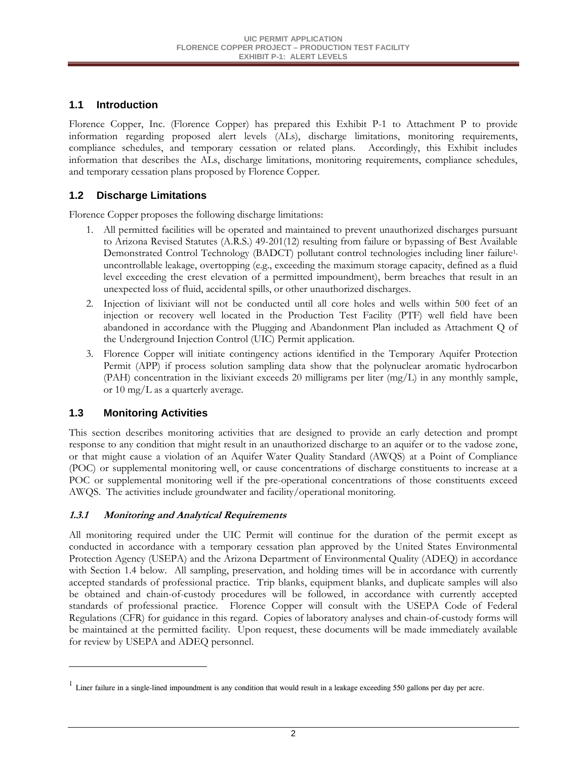## 1.1 Introduction

Florence Copper, Inc. (Florence Copper) has prepared this Exhibit P-1 to Attachment P to provide information regarding proposed alert levels (ALs), discharge limitations, monitoring requirements, compliance schedules, and temporary cessation or related plans. Accordingly, this Exhibit includes information that describes the ALs, discharge limitations, monitoring requirements, compliance schedules, and temporary cessation plans proposed by Florence Copper.

## 1.2 Discharge Limitations

Florence Copper proposes the following discharge limitations:

1. All permitted facilities will be operated and maintained to prevent unauthorized discharges pursuant to Arizona Revised Statutes (A.R.S.) 49-201(12) resulting from failure or bypassing of Best Available Demonstrated Control Technology (BADCT) pollutant control technologies including liner failure[1], uncontrollable leakage, overtopping (e.g., exceeding the maximum storage capacity, defined as a fluid level exceeding the crest elevation of a permitted impoundment), berm breaches that result in an unexpected loss of fluid, accidental spills, or other unauthorized discharges.
2. Injection of lixiviant will not be conducted until all core holes and wells within 500 feet of an injection or recovery well located in the Production Test Facility (PTF) well field have been abandoned in accordance with the Plugging and Abandonment Plan included as Attachment Q of the Underground Injection Control (UIC) Permit application.
3. Florence Copper will initiate contingency actions identified in the Temporary Aquifer Protection Permit (APP) if process solution sampling data show that the polynuclear aromatic hydrocarbon (PAH) concentration in the lixiviant exceeds 20 milligrams per liter (mg/L) in any monthly sample, or 10 mg/L as a quarterly average.

## 1.3 Monitoring Activities

This section describes monitoring activities that are designed to provide an early detection and prompt response to any condition that might result in an unauthorized discharge to an aquifer or to the vadose zone, or that might cause a violation of an Aquifer Water Quality Standard (AWQS) at a Point of Compliance (POC) or supplemental monitoring well, or cause concentrations of discharge constituents to increase at a POC or supplemental monitoring well if the pre-operational concentrations of those constituents exceed AWQS. The activities include groundwater and facility/operational monitoring.

### *1.3.1 Monitoring and Analytical Requirements*

All monitoring required under the UIC Permit will continue for the duration of the permit except as conducted in accordance with a temporary cessation plan approved by the United States Environmental Protection Agency (USEPA) and the Arizona Department of Environmental Quality (ADEQ) in accordance with Section 1.4 below. All sampling, preservation, and holding times will be in accordance with currently accepted standards of professional practice. Trip blanks, equipment blanks, and duplicate samples will also be obtained and chain-of-custody procedures will be followed, in accordance with currently accepted standards of professional practice. Florence Copper will consult with the USEPA Code of Federal Regulations (CFR) for guidance in this regard. Copies of laboratory analyses and chain-of-custody forms will be maintained at the permitted facility. Upon request, these documents will be made immediately available for review by USEPA and ADEQ personnel.

---

[1] Liner failure in a single-lined impoundment is any condition that would result in a leakage exceeding 550 gallons per day per acre.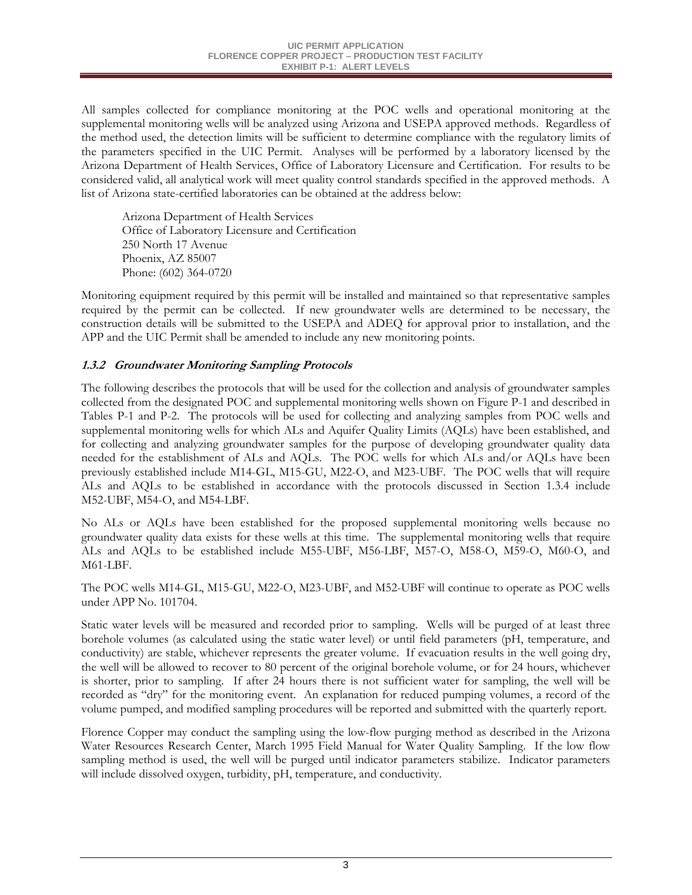All samples collected for compliance monitoring at the POC wells and operational monitoring at the supplemental monitoring wells will be analyzed using Arizona and USEPA approved methods. Regardless of the method used, the detection limits will be sufficient to determine compliance with the regulatory limits of the parameters specified in the UIC Permit. Analyses will be performed by a laboratory licensed by the Arizona Department of Health Services, Office of Laboratory Licensure and Certification. For results to be considered valid, all analytical work will meet quality control standards specified in the approved methods. A list of Arizona state-certified laboratories can be obtained at the address below:

> Arizona Department of Health Services
> Office of Laboratory Licensure and Certification
> 250 North 17 Avenue
> Phoenix, AZ 85007
> Phone: (602) 364-0720

Monitoring equipment required by this permit will be installed and maintained so that representative samples required by the permit can be collected. If new groundwater wells are determined to be necessary, the construction details will be submitted to the USEPA and ADEQ for approval prior to installation, and the APP and the UIC Permit shall be amended to include any new monitoring points.

### *1.3.2 Groundwater Monitoring Sampling Protocols*

The following describes the protocols that will be used for the collection and analysis of groundwater samples collected from the designated POC and supplemental monitoring wells shown on Figure P-1 and described in Tables P-1 and P-2. The protocols will be used for collecting and analyzing samples from POC wells and supplemental monitoring wells for which ALs and Aquifer Quality Limits (AQLs) have been established, and for collecting and analyzing groundwater samples for the purpose of developing groundwater quality data needed for the establishment of ALs and AQLs. The POC wells for which ALs and/or AQLs have been previously established include M14-GL, M15-GU, M22-O, and M23-UBF. The POC wells that will require ALs and AQLs to be established in accordance with the protocols discussed in Section 1.3.4 include M52-UBF, M54-O, and M54-LBF.

No ALs or AQLs have been established for the proposed supplemental monitoring wells because no groundwater quality data exists for these wells at this time. The supplemental monitoring wells that require ALs and AQLs to be established include M55-UBF, M56-LBF, M57-O, M58-O, M59-O, M60-O, and M61-LBF.

The POC wells M14-GL, M15-GU, M22-O, M23-UBF, and M52-UBF will continue to operate as POC wells under APP No. 101704.

Static water levels will be measured and recorded prior to sampling. Wells will be purged of at least three borehole volumes (as calculated using the static water level) or until field parameters (pH, temperature, and conductivity) are stable, whichever represents the greater volume. If evacuation results in the well going dry, the well will be allowed to recover to 80 percent of the original borehole volume, or for 24 hours, whichever is shorter, prior to sampling. If after 24 hours there is not sufficient water for sampling, the well will be recorded as "dry" for the monitoring event. An explanation for reduced pumping volumes, a record of the volume pumped, and modified sampling procedures will be reported and submitted with the quarterly report.

Florence Copper may conduct the sampling using the low-flow purging method as described in the Arizona Water Resources Research Center, March 1995 Field Manual for Water Quality Sampling. If the low flow sampling method is used, the well will be purged until indicator parameters stabilize. Indicator parameters will include dissolved oxygen, turbidity, pH, temperature, and conductivity.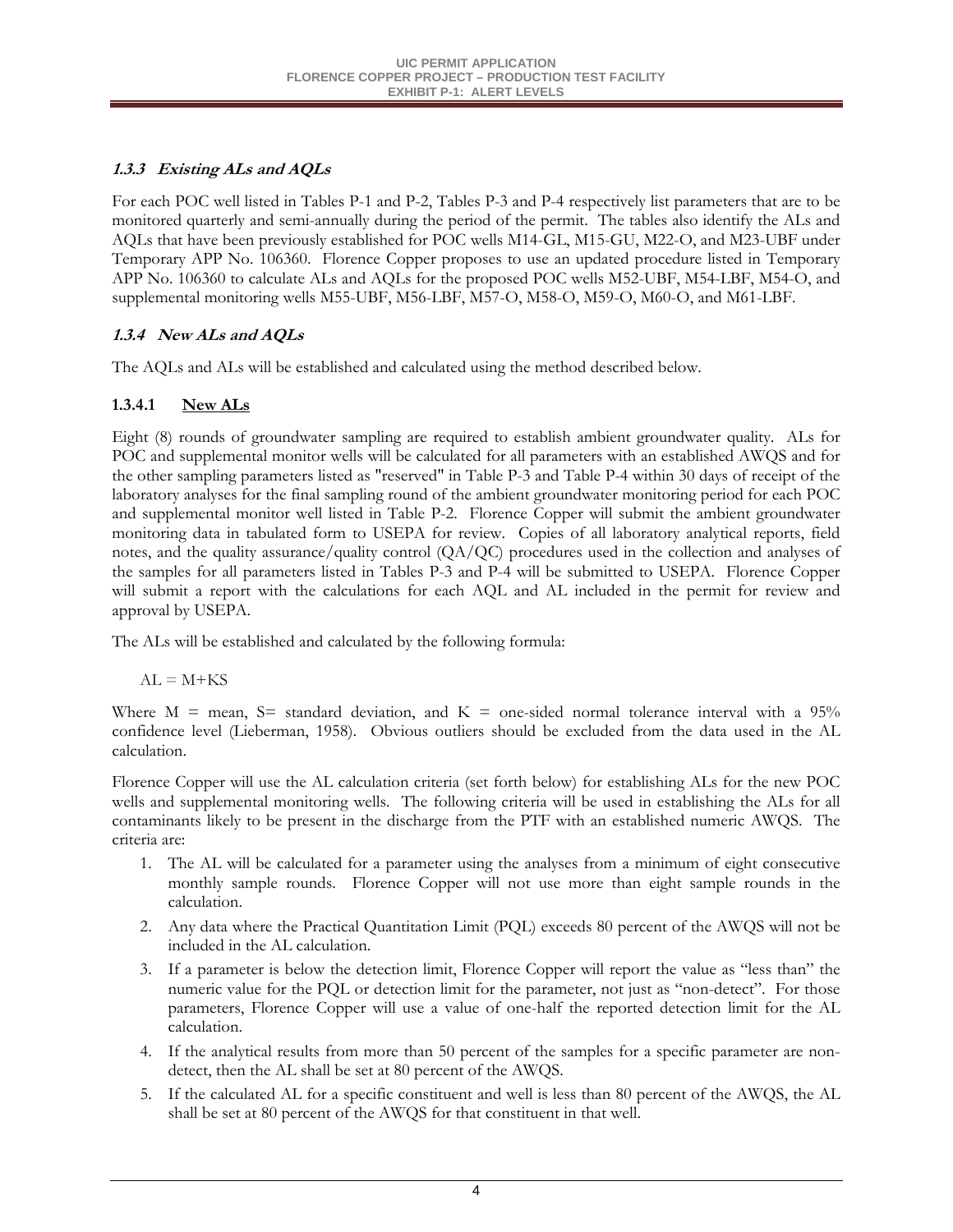### *1.3.3 Existing ALs and AQLs*

For each POC well listed in Tables P-1 and P-2, Tables P-3 and P-4 respectively list parameters that are to be monitored quarterly and semi-annually during the period of the permit. The tables also identify the ALs and AQLs that have been previously established for POC wells M14-GL, M15-GU, M22-O, and M23-UBF under Temporary APP No. 106360. Florence Copper proposes to use an updated procedure listed in Temporary APP No. 106360 to calculate ALs and AQLs for the proposed POC wells M52-UBF, M54-LBF, M54-O, and supplemental monitoring wells M55-UBF, M56-LBF, M57-O, M58-O, M59-O, M60-O, and M61-LBF.

### *1.3.4 New ALs and AQLs*

The AQLs and ALs will be established and calculated using the method described below.

#### 1.3.4.1 New ALs

Eight (8) rounds of groundwater sampling are required to establish ambient groundwater quality. ALs for POC and supplemental monitor wells will be calculated for all parameters with an established AWQS and for the other sampling parameters listed as "reserved" in Table P-3 and Table P-4 within 30 days of receipt of the laboratory analyses for the final sampling round of the ambient groundwater monitoring period for each POC and supplemental monitor well listed in Table P-2. Florence Copper will submit the ambient groundwater monitoring data in tabulated form to USEPA for review. Copies of all laboratory analytical reports, field notes, and the quality assurance/quality control (QA/QC) procedures used in the collection and analyses of the samples for all parameters listed in Tables P-3 and P-4 will be submitted to USEPA. Florence Copper will submit a report with the calculations for each AQL and AL included in the permit for review and approval by USEPA.

The ALs will be established and calculated by the following formula:

$$AL = M+KS$$

Where M = mean, S= standard deviation, and K = one-sided normal tolerance interval with a 95% confidence level (Lieberman, 1958). Obvious outliers should be excluded from the data used in the AL calculation.

Florence Copper will use the AL calculation criteria (set forth below) for establishing ALs for the new POC wells and supplemental monitoring wells. The following criteria will be used in establishing the ALs for all contaminants likely to be present in the discharge from the PTF with an established numeric AWQS. The criteria are:

1. The AL will be calculated for a parameter using the analyses from a minimum of eight consecutive monthly sample rounds. Florence Copper will not use more than eight sample rounds in the calculation.
2. Any data where the Practical Quantitation Limit (PQL) exceeds 80 percent of the AWQS will not be included in the AL calculation.
3. If a parameter is below the detection limit, Florence Copper will report the value as "less than" the numeric value for the PQL or detection limit for the parameter, not just as "non-detect". For those parameters, Florence Copper will use a value of one-half the reported detection limit for the AL calculation.
4. If the analytical results from more than 50 percent of the samples for a specific parameter are non-detect, then the AL shall be set at 80 percent of the AWQS.
5. If the calculated AL for a specific constituent and well is less than 80 percent of the AWQS, the AL shall be set at 80 percent of the AWQS for that constituent in that well.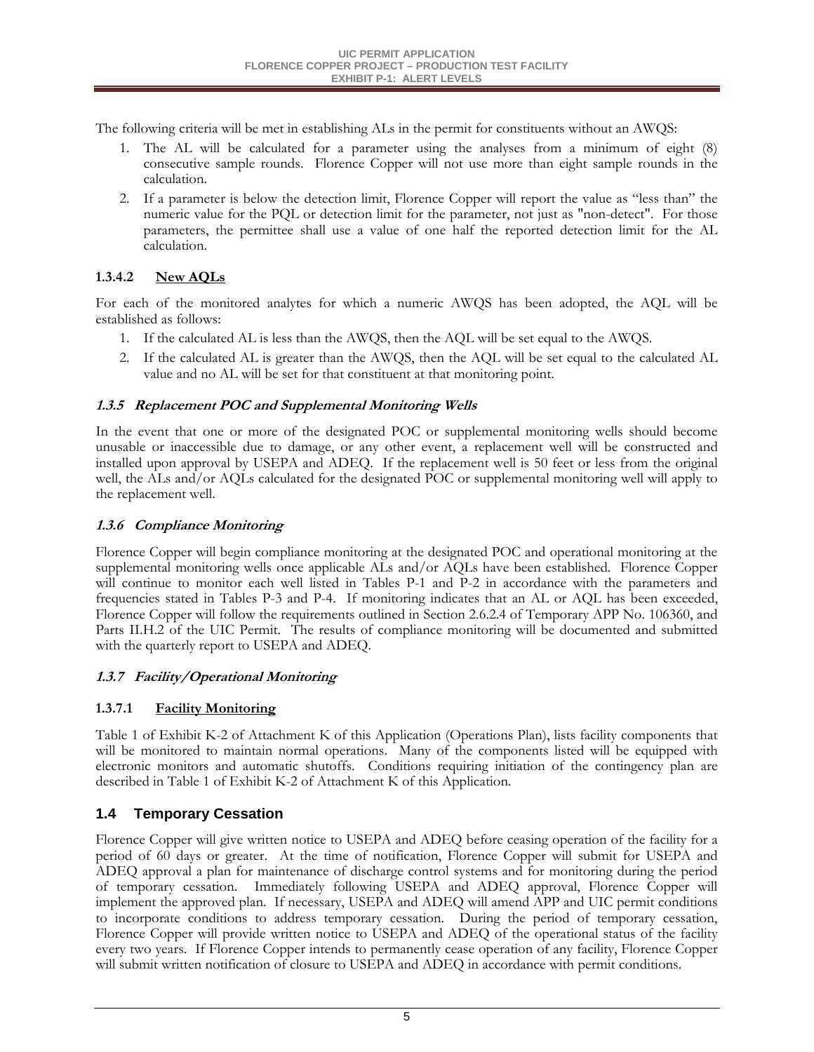The following criteria will be met in establishing ALs in the permit for constituents without an AWQS:

1. The AL will be calculated for a parameter using the analyses from a minimum of eight (8) consecutive sample rounds. Florence Copper will not use more than eight sample rounds in the calculation.
2. If a parameter is below the detection limit, Florence Copper will report the value as "less than" the numeric value for the PQL or detection limit for the parameter, not just as "non-detect". For those parameters, the permittee shall use a value of one half the reported detection limit for the AL calculation.

#### 1.3.4.2 New AQLs

For each of the monitored analytes for which a numeric AWQS has been adopted, the AQL will be established as follows:

1. If the calculated AL is less than the AWQS, then the AQL will be set equal to the AWQS.
2. If the calculated AL is greater than the AWQS, then the AQL will be set equal to the calculated AL value and no AL will be set for that constituent at that monitoring point.

### *1.3.5 Replacement POC and Supplemental Monitoring Wells*

In the event that one or more of the designated POC or supplemental monitoring wells should become unusable or inaccessible due to damage, or any other event, a replacement well will be constructed and installed upon approval by USEPA and ADEQ. If the replacement well is 50 feet or less from the original well, the ALs and/or AQLs calculated for the designated POC or supplemental monitoring well will apply to the replacement well.

### *1.3.6 Compliance Monitoring*

Florence Copper will begin compliance monitoring at the designated POC and operational monitoring at the supplemental monitoring wells once applicable ALs and/or AQLs have been established. Florence Copper will continue to monitor each well listed in Tables P-1 and P-2 in accordance with the parameters and frequencies stated in Tables P-3 and P-4. If monitoring indicates that an AL or AQL has been exceeded, Florence Copper will follow the requirements outlined in Section 2.6.2.4 of Temporary APP No. 106360, and Parts II.H.2 of the UIC Permit. The results of compliance monitoring will be documented and submitted with the quarterly report to USEPA and ADEQ.

### *1.3.7 Facility/Operational Monitoring*

#### 1.3.7.1 Facility Monitoring

Table 1 of Exhibit K-2 of Attachment K of this Application (Operations Plan), lists facility components that will be monitored to maintain normal operations. Many of the components listed will be equipped with electronic monitors and automatic shutoffs. Conditions requiring initiation of the contingency plan are described in Table 1 of Exhibit K-2 of Attachment K of this Application.

## 1.4 Temporary Cessation

Florence Copper will give written notice to USEPA and ADEQ before ceasing operation of the facility for a period of 60 days or greater. At the time of notification, Florence Copper will submit for USEPA and ADEQ approval a plan for maintenance of discharge control systems and for monitoring during the period of temporary cessation. Immediately following USEPA and ADEQ approval, Florence Copper will implement the approved plan. If necessary, USEPA and ADEQ will amend APP and UIC permit conditions to incorporate conditions to address temporary cessation. During the period of temporary cessation, Florence Copper will provide written notice to USEPA and ADEQ of the operational status of the facility every two years. If Florence Copper intends to permanently cease operation of any facility, Florence Copper will submit written notification of closure to USEPA and ADEQ in accordance with permit conditions.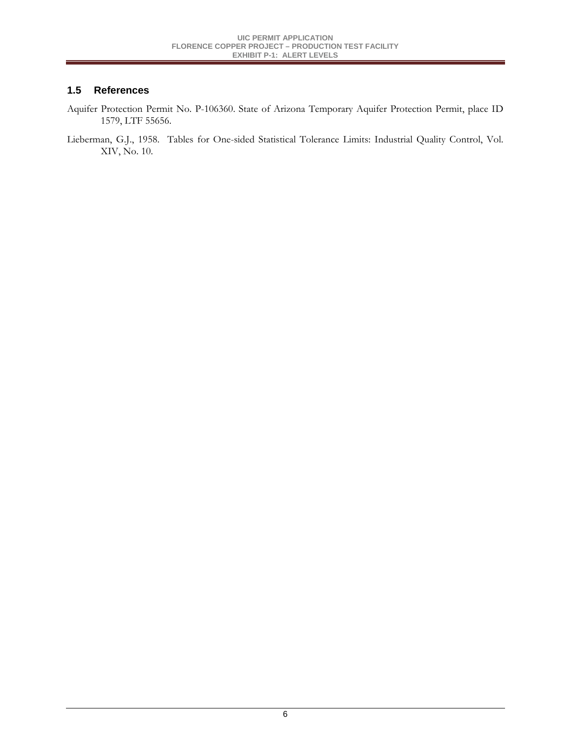## 1.5 References

Aquifer Protection Permit No. P-106360. State of Arizona Temporary Aquifer Protection Permit, place ID 1579, LTF 55656.

Lieberman, G.J., 1958. Tables for One-sided Statistical Tolerance Limits: Industrial Quality Control, Vol. XIV, No. 10.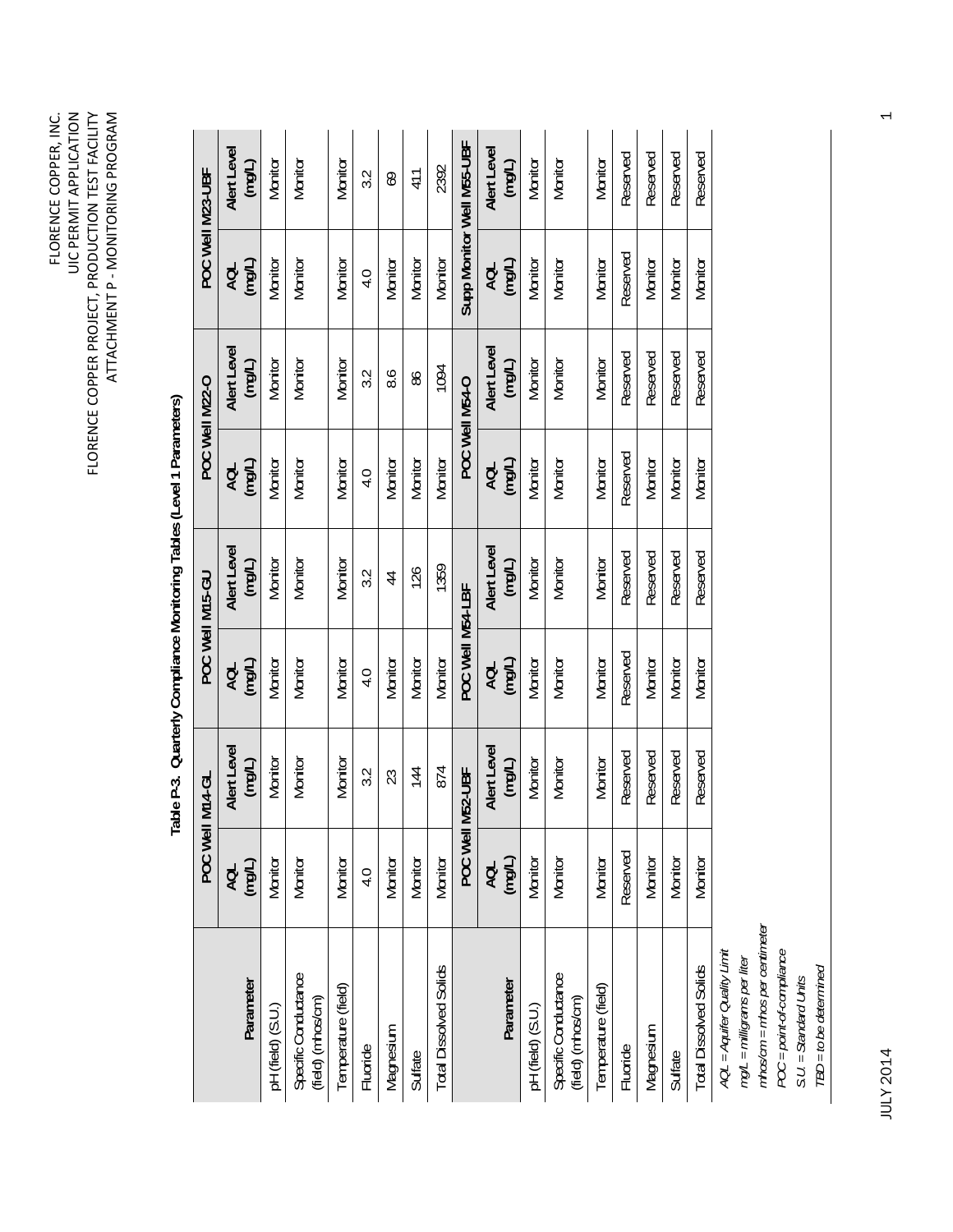**Table P-3. Quarterly Compliance Monitoring Tables (Level 1 Parameters)**

| Parameter | POC Well M14-GL | | POC Well M15-GU | | POC Well M22-O | | POC Well M23-UBF | |
|---|---|---|---|---|---|---|---|---|
| | AQL (mg/L) | Alert Level (mg/L) | AQL (mg/L) | Alert Level (mg/L) | AQL (mg/L) | Alert Level (mg/L) | AQL (mg/L) | Alert Level (mg/L) |
| pH (field) (S.U.) | Monitor | Monitor | Monitor | Monitor | Monitor | Monitor | Monitor | Monitor |
| Specific Conductance (field) (mhos/cm) | Monitor | Monitor | Monitor | Monitor | Monitor | Monitor | Monitor | Monitor |
| Temperature (field) | Monitor | Monitor | Monitor | Monitor | Monitor | Monitor | Monitor | Monitor |
| Fluoride | 4.0 | 3.2 | 4.0 | 3.2 | 4.0 | 3.2 | 4.0 | 3.2 |
| Magnesium | Monitor | 23 | Monitor | 44 | Monitor | 8.6 | Monitor | 69 |
| Sulfate | Monitor | 144 | Monitor | 126 | Monitor | 86 | Monitor | 411 |
| Total Dissolved Solids | Monitor | 874 | Monitor | 1359 | Monitor | 1094 | Monitor | 2392 |
| **Parameter** | **POC Well M52-UBF** | | **POC Well M54-LBF** | | **POC Well M54-O** | | **Supp Monitor Well M55-UBF** | |
| | AQL (mg/L) | Alert Level (mg/L) | AQL (mg/L) | Alert Level (mg/L) | AQL (mg/L) | Alert Level (mg/L) | AQL (mg/L) | Alert Level (mg/L) |
| pH (field) (S.U.) | Monitor | Monitor | Monitor | Monitor | Monitor | Monitor | Monitor | Monitor |
| Specific Conductance (field) (mhos/cm) | Monitor | Monitor | Monitor | Monitor | Monitor | Monitor | Monitor | Monitor |
| Temperature (field) | Monitor | Monitor | Monitor | Monitor | Monitor | Monitor | Monitor | Monitor |
| Fluoride | Reserved | Reserved | Reserved | Reserved | Reserved | Reserved | Reserved | Reserved |
| Magnesium | Monitor | Reserved | Monitor | Reserved | Monitor | Reserved | Monitor | Reserved |
| Sulfate | Monitor | Reserved | Monitor | Reserved | Monitor | Reserved | Monitor | Reserved |
| Total Dissolved Solids | Monitor | Reserved | Monitor | Reserved | Monitor | Reserved | Monitor | Reserved |

*AQL = Aquifer Quality Limit*
*mg/L = milligrams per liter*
*mhos/cm = mhos per centimeter*
*POC = point-of-compliance*
*S.U. = Standard Units*
*TBD = to be determined*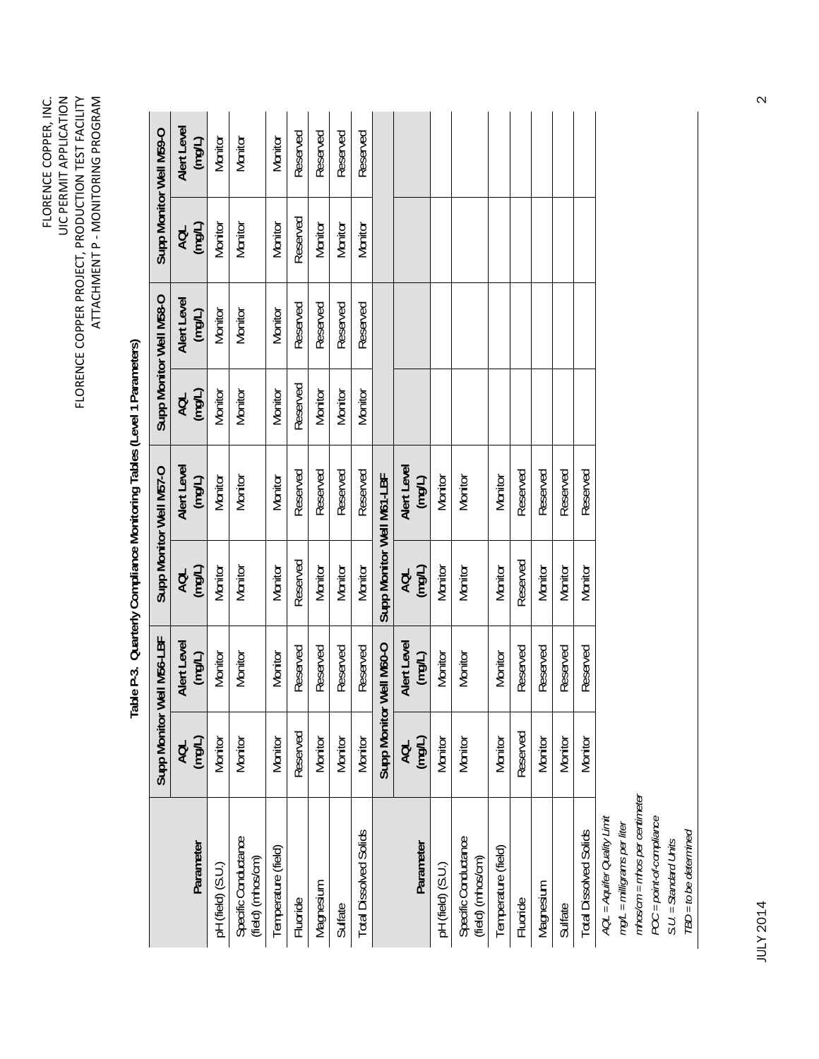**Table P-3. Quarterly Compliance Monitoring Tables (Level 1 Parameters)**

| Parameter | Supp Monitor Well M56-LBF | | Supp Monitor Well M57-O | | Supp Monitor Well M58-O | | Supp Monitor Well M59-O | |
|---|---|---|---|---|---|---|---|---|
| | AQL (mg/L) | Alert Level (mg/L) | AQL (mg/L) | Alert Level (mg/L) | AQL (mg/L) | Alert Level (mg/L) | AQL (mg/L) | Alert Level (mg/L) |
| pH (field) (S.U.) | Monitor | Monitor | Monitor | Monitor | Monitor | Monitor | Monitor | Monitor |
| Specific Conductance (field) (mhos/cm) | Monitor | Monitor | Monitor | Monitor | Monitor | Monitor | Monitor | Monitor |
| Temperature (field) | Monitor | Monitor | Monitor | Monitor | Monitor | Monitor | Monitor | Monitor |
| Fluoride | Reserved | Reserved | Reserved | Reserved | Reserved | Reserved | Reserved | Reserved |
| Magnesium | Monitor | Reserved | Monitor | Reserved | Monitor | Reserved | Monitor | Reserved |
| Sulfate | Monitor | Reserved | Monitor | Reserved | Monitor | Reserved | Monitor | Reserved |
| Total Dissolved Solids | Monitor | Reserved | Monitor | Reserved | Monitor | Reserved | Monitor | Reserved |

| Parameter | Supp Monitor Well M60-O | | Supp Monitor Well M61-LBF | |
|---|---|---|---|---|
| | AQL (mg/L) | Alert Level (mg/L) | AQL (mg/L) | Alert Level (mg/L) |
| pH (field) (S.U.) | Monitor | Monitor | Monitor | Monitor |
| Specific Conductance (field) (mhos/cm) | Monitor | Monitor | Monitor | Monitor |
| Temperature (field) | Monitor | Monitor | Monitor | Monitor |
| Fluoride | Reserved | Reserved | Reserved | Reserved |
| Magnesium | Monitor | Reserved | Monitor | Reserved |
| Sulfate | Monitor | Reserved | Monitor | Reserved |
| Total Dissolved Solids | Monitor | Reserved | Monitor | Reserved |

*AQL = Aquifer Quality Limit*
*mg/L = milligrams per liter*
*mhos/cm = mhos per centimeter*
*POC = point-of-compliance*
*S.U. = Standard Units*
*TBD = to be determined*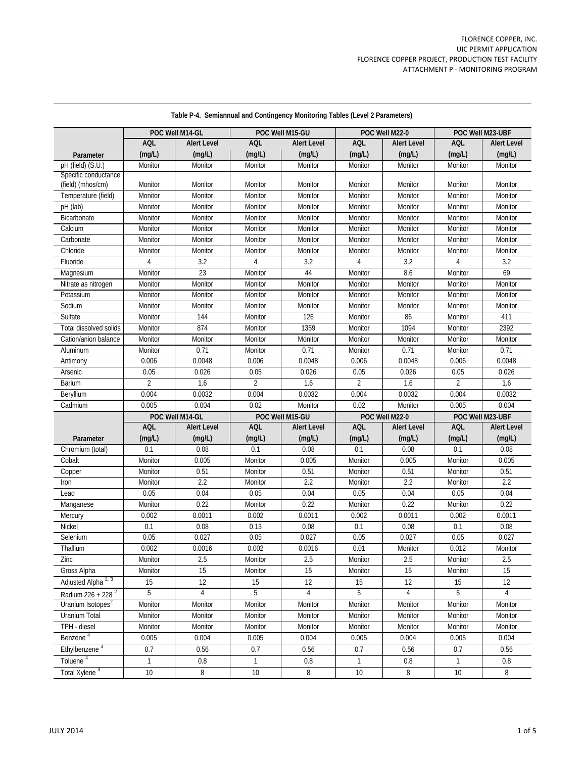**Table P-4. Semiannual and Contingency Monitoring Tables (Level 2 Parameters)**

| | POC Well M14-GL | | POC Well M15-GU | | POC Well M22-0 | | POC Well M23-UBF | |
|---|---|---|---|---|---|---|---|---|
| Parameter | AQL (mg/L) | Alert Level (mg/L) | AQL (mg/L) | Alert Level (mg/L) | AQL (mg/L) | Alert Level (mg/L) | AQL (mg/L) | Alert Level (mg/L) |
| pH (field) (S.U.) | Monitor | Monitor | Monitor | Monitor | Monitor | Monitor | Monitor | Monitor |
| Specific conductance (field) (mhos/cm) | Monitor | Monitor | Monitor | Monitor | Monitor | Monitor | Monitor | Monitor |
| Temperature (field) | Monitor | Monitor | Monitor | Monitor | Monitor | Monitor | Monitor | Monitor |
| pH (lab) | Monitor | Monitor | Monitor | Monitor | Monitor | Monitor | Monitor | Monitor |
| Bicarbonate | Monitor | Monitor | Monitor | Monitor | Monitor | Monitor | Monitor | Monitor |
| Calcium | Monitor | Monitor | Monitor | Monitor | Monitor | Monitor | Monitor | Monitor |
| Carbonate | Monitor | Monitor | Monitor | Monitor | Monitor | Monitor | Monitor | Monitor |
| Chloride | Monitor | Monitor | Monitor | Monitor | Monitor | Monitor | Monitor | Monitor |
| Fluoride | 4 | 3.2 | 4 | 3.2 | 4 | 3.2 | 4 | 3.2 |
| Magnesium | Monitor | 23 | Monitor | 44 | Monitor | 8.6 | Monitor | 69 |
| Nitrate as nitrogen | Monitor | Monitor | Monitor | Monitor | Monitor | Monitor | Monitor | Monitor |
| Potassium | Monitor | Monitor | Monitor | Monitor | Monitor | Monitor | Monitor | Monitor |
| Sodium | Monitor | Monitor | Monitor | Monitor | Monitor | Monitor | Monitor | Monitor |
| Sulfate | Monitor | 144 | Monitor | 126 | Monitor | 86 | Monitor | 411 |
| Total dissolved solids | Monitor | 874 | Monitor | 1359 | Monitor | 1094 | Monitor | 2392 |
| Cation/anion balance | Monitor | Monitor | Monitor | Monitor | Monitor | Monitor | Monitor | Monitor |
| Aluminum | Monitor | 0.71 | Monitor | 0.71 | Monitor | 0.71 | Monitor | 0.71 |
| Antimony | 0.006 | 0.0048 | 0.006 | 0.0048 | 0.006 | 0.0048 | 0.006 | 0.0048 |
| Arsenic | 0.05 | 0.026 | 0.05 | 0.026 | 0.05 | 0.026 | 0.05 | 0.026 |
| Barium | 2 | 1.6 | 2 | 1.6 | 2 | 1.6 | 2 | 1.6 |
| Beryllium | 0.004 | 0.0032 | 0.004 | 0.0032 | 0.004 | 0.0032 | 0.004 | 0.0032 |
| Cadmium | 0.005 | 0.004 | 0.02 | Monitor | 0.02 | Monitor | 0.005 | 0.004 |
| Chromium (total) | 0.1 | 0.08 | 0.1 | 0.08 | 0.1 | 0.08 | 0.1 | 0.08 |
| Cobalt | Monitor | 0.005 | Monitor | 0.005 | Monitor | 0.005 | Monitor | 0.005 |
| Copper | Monitor | 0.51 | Monitor | 0.51 | Monitor | 0.51 | Monitor | 0.51 |
| Iron | Monitor | 2.2 | Monitor | 2.2 | Monitor | 2.2 | Monitor | 2.2 |
| Lead | 0.05 | 0.04 | 0.05 | 0.04 | 0.05 | 0.04 | 0.05 | 0.04 |
| Manganese | Monitor | 0.22 | Monitor | 0.22 | Monitor | 0.22 | Monitor | 0.22 |
| Mercury | 0.002 | 0.0011 | 0.002 | 0.0011 | 0.002 | 0.0011 | 0.002 | 0.0011 |
| Nickel | 0.1 | 0.08 | 0.13 | 0.08 | 0.1 | 0.08 | 0.1 | 0.08 |
| Selenium | 0.05 | 0.027 | 0.05 | 0.027 | 0.05 | 0.027 | 0.05 | 0.027 |
| Thallium | 0.002 | 0.0016 | 0.002 | 0.0016 | 0.01 | Monitor | 0.012 | Monitor |
| Zinc | Monitor | 2.5 | Monitor | 2.5 | Monitor | 2.5 | Monitor | 2.5 |
| Gross Alpha | Monitor | 15 | Monitor | 15 | Monitor | 15 | Monitor | 15 |
| Adjusted Alpha [2, 3] | 15 | 12 | 15 | 12 | 15 | 12 | 15 | 12 |
| Radium 226 + 228 [2] | 5 | 4 | 5 | 4 | 5 | 4 | 5 | 4 |
| Uranium Isotopes[2] | Monitor | Monitor | Monitor | Monitor | Monitor | Monitor | Monitor | Monitor |
| Uranium Total | Monitor | Monitor | Monitor | Monitor | Monitor | Monitor | Monitor | Monitor |
| TPH - diesel | Monitor | Monitor | Monitor | Monitor | Monitor | Monitor | Monitor | Monitor |
| Benzene [4] | 0.005 | 0.004 | 0.005 | 0.004 | 0.005 | 0.004 | 0.005 | 0.004 |
| Ethylbenzene [4] | 0.7 | 0.56 | 0.7 | 0.56 | 0.7 | 0.56 | 0.7 | 0.56 |
| Toluene [4] | 1 | 0.8 | 1 | 0.8 | 1 | 0.8 | 1 | 0.8 |
| Total Xylene [4] | 10 | 8 | 10 | 8 | 10 | 8 | 10 | 8 |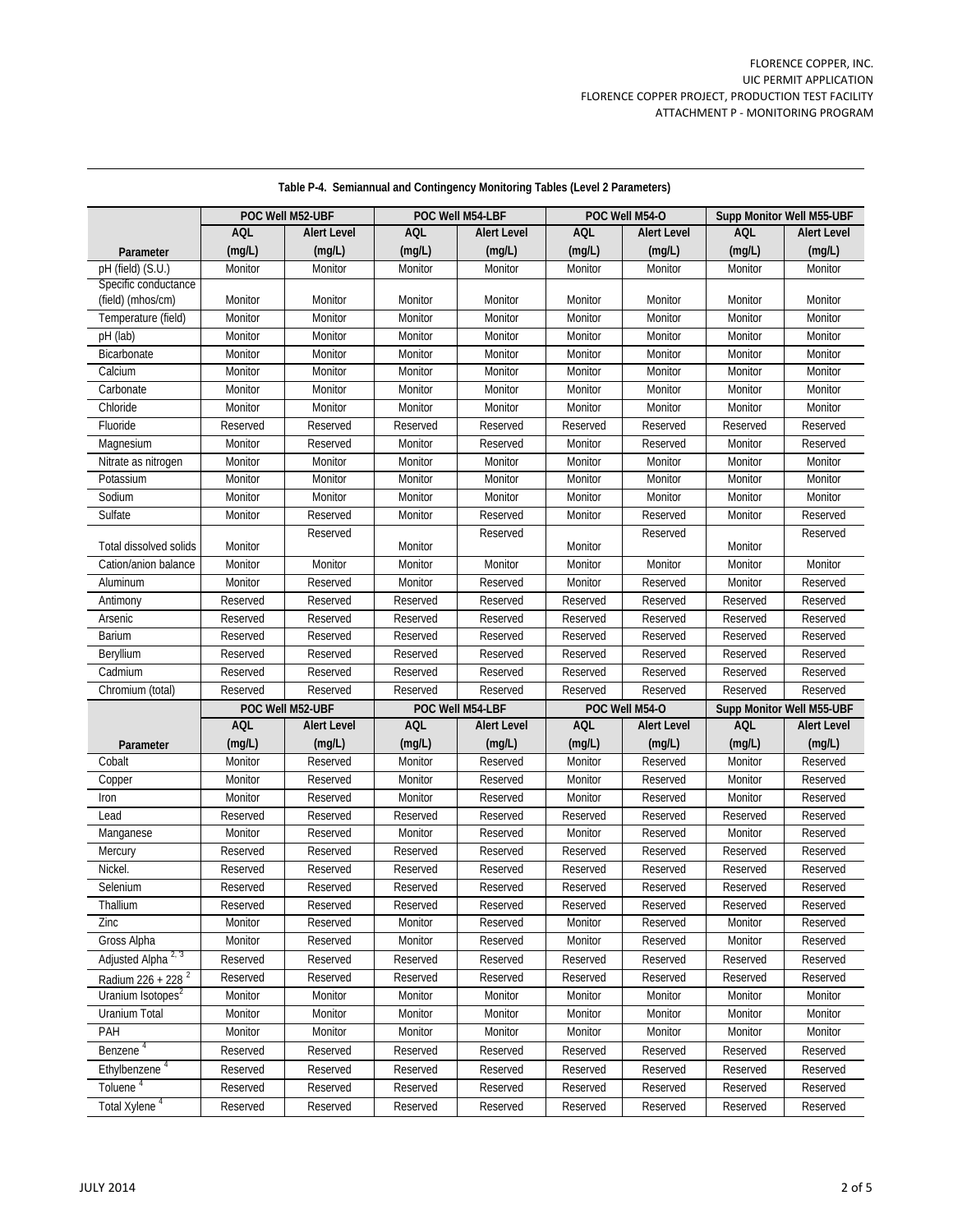**Table P-4. Semiannual and Contingency Monitoring Tables (Level 2 Parameters)**

| | POC Well M52-UBF | | POC Well M54-LBF | | POC Well M54-O | | Supp Monitor Well M55-UBF | |
|---|---|---|---|---|---|---|---|---|
| Parameter | AQL (mg/L) | Alert Level (mg/L) | AQL (mg/L) | Alert Level (mg/L) | AQL (mg/L) | Alert Level (mg/L) | AQL (mg/L) | Alert Level (mg/L) |
| pH (field) (S.U.) | Monitor | Monitor | Monitor | Monitor | Monitor | Monitor | Monitor | Monitor |
| Specific conductance (field) (mhos/cm) | Monitor | Monitor | Monitor | Monitor | Monitor | Monitor | Monitor | Monitor |
| Temperature (field) | Monitor | Monitor | Monitor | Monitor | Monitor | Monitor | Monitor | Monitor |
| pH (lab) | Monitor | Monitor | Monitor | Monitor | Monitor | Monitor | Monitor | Monitor |
| Bicarbonate | Monitor | Monitor | Monitor | Monitor | Monitor | Monitor | Monitor | Monitor |
| Calcium | Monitor | Monitor | Monitor | Monitor | Monitor | Monitor | Monitor | Monitor |
| Carbonate | Monitor | Monitor | Monitor | Monitor | Monitor | Monitor | Monitor | Monitor |
| Chloride | Monitor | Monitor | Monitor | Monitor | Monitor | Monitor | Monitor | Monitor |
| Fluoride | Reserved | Reserved | Reserved | Reserved | Reserved | Reserved | Reserved | Reserved |
| Magnesium | Monitor | Reserved | Monitor | Reserved | Monitor | Reserved | Monitor | Reserved |
| Nitrate as nitrogen | Monitor | Monitor | Monitor | Monitor | Monitor | Monitor | Monitor | Monitor |
| Potassium | Monitor | Monitor | Monitor | Monitor | Monitor | Monitor | Monitor | Monitor |
| Sodium | Monitor | Monitor | Monitor | Monitor | Monitor | Monitor | Monitor | Monitor |
| Sulfate | Monitor | Reserved | Monitor | Reserved | Monitor | Reserved | Monitor | Reserved |
| Total dissolved solids | Monitor | Reserved | Monitor | Reserved | Monitor | Reserved | Monitor | Reserved |
| Cation/anion balance | Monitor | Monitor | Monitor | Monitor | Monitor | Monitor | Monitor | Monitor |
| Aluminum | Monitor | Reserved | Monitor | Reserved | Monitor | Reserved | Monitor | Reserved |
| Antimony | Reserved | Reserved | Reserved | Reserved | Reserved | Reserved | Reserved | Reserved |
| Arsenic | Reserved | Reserved | Reserved | Reserved | Reserved | Reserved | Reserved | Reserved |
| Barium | Reserved | Reserved | Reserved | Reserved | Reserved | Reserved | Reserved | Reserved |
| Beryllium | Reserved | Reserved | Reserved | Reserved | Reserved | Reserved | Reserved | Reserved |
| Cadmium | Reserved | Reserved | Reserved | Reserved | Reserved | Reserved | Reserved | Reserved |
| Chromium (total) | Reserved | Reserved | Reserved | Reserved | Reserved | Reserved | Reserved | Reserved |
| Cobalt | Monitor | Reserved | Monitor | Reserved | Monitor | Reserved | Monitor | Reserved |
| Copper | Monitor | Reserved | Monitor | Reserved | Monitor | Reserved | Monitor | Reserved |
| Iron | Monitor | Reserved | Monitor | Reserved | Monitor | Reserved | Monitor | Reserved |
| Lead | Reserved | Reserved | Reserved | Reserved | Reserved | Reserved | Reserved | Reserved |
| Manganese | Monitor | Reserved | Monitor | Reserved | Monitor | Reserved | Monitor | Reserved |
| Mercury | Reserved | Reserved | Reserved | Reserved | Reserved | Reserved | Reserved | Reserved |
| Nickel. | Reserved | Reserved | Reserved | Reserved | Reserved | Reserved | Reserved | Reserved |
| Selenium | Reserved | Reserved | Reserved | Reserved | Reserved | Reserved | Reserved | Reserved |
| Thallium | Reserved | Reserved | Reserved | Reserved | Reserved | Reserved | Reserved | Reserved |
| Zinc | Monitor | Reserved | Monitor | Reserved | Monitor | Reserved | Monitor | Reserved |
| Gross Alpha | Monitor | Reserved | Monitor | Reserved | Monitor | Reserved | Monitor | Reserved |
| Adjusted Alpha [2, 3] | Reserved | Reserved | Reserved | Reserved | Reserved | Reserved | Reserved | Reserved |
| Radium 226 + 228 [2] | Reserved | Reserved | Reserved | Reserved | Reserved | Reserved | Reserved | Reserved |
| Uranium Isotopes[2] | Monitor | Monitor | Monitor | Monitor | Monitor | Monitor | Monitor | Monitor |
| Uranium Total | Monitor | Monitor | Monitor | Monitor | Monitor | Monitor | Monitor | Monitor |
| PAH | Monitor | Monitor | Monitor | Monitor | Monitor | Monitor | Monitor | Monitor |
| Benzene [4] | Reserved | Reserved | Reserved | Reserved | Reserved | Reserved | Reserved | Reserved |
| Ethylbenzene [4] | Reserved | Reserved | Reserved | Reserved | Reserved | Reserved | Reserved | Reserved |
| Toluene [4] | Reserved | Reserved | Reserved | Reserved | Reserved | Reserved | Reserved | Reserved |
| Total Xylene [4] | Reserved | Reserved | Reserved | Reserved | Reserved | Reserved | Reserved | Reserved |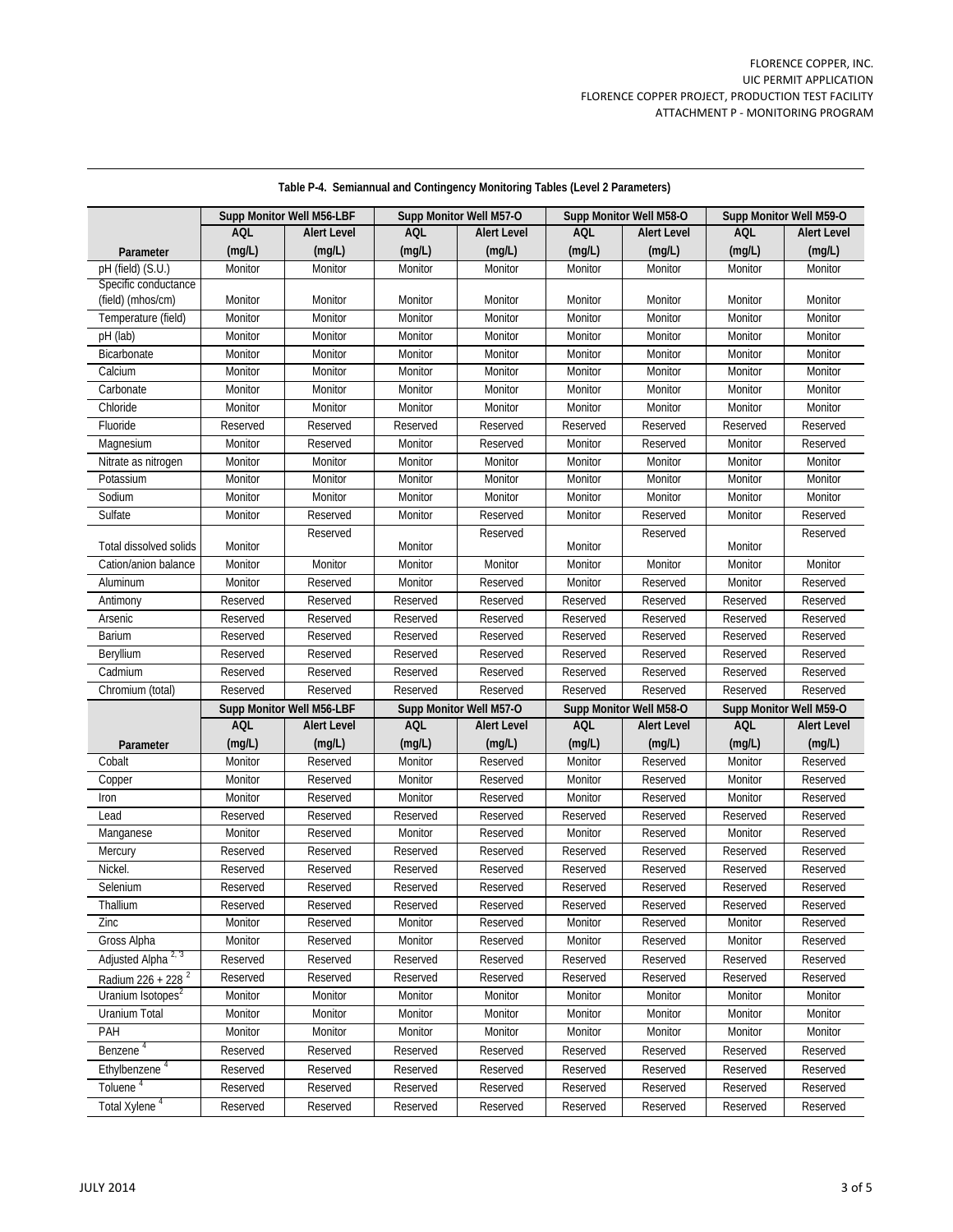**Table P-4. Semiannual and Contingency Monitoring Tables (Level 2 Parameters)**

| Parameter | Supp Monitor Well M56-LBF AQL (mg/L) | Supp Monitor Well M56-LBF Alert Level (mg/L) | Supp Monitor Well M57-O AQL (mg/L) | Supp Monitor Well M57-O Alert Level (mg/L) | Supp Monitor Well M58-O AQL (mg/L) | Supp Monitor Well M58-O Alert Level (mg/L) | Supp Monitor Well M59-O AQL (mg/L) | Supp Monitor Well M59-O Alert Level (mg/L) |
|---|---|---|---|---|---|---|---|---|
| pH (field) (S.U.) | Monitor | Monitor | Monitor | Monitor | Monitor | Monitor | Monitor | Monitor |
| Specific conductance (field) (mhos/cm) | Monitor | Monitor | Monitor | Monitor | Monitor | Monitor | Monitor | Monitor |
| Temperature (field) | Monitor | Monitor | Monitor | Monitor | Monitor | Monitor | Monitor | Monitor |
| pH (lab) | Monitor | Monitor | Monitor | Monitor | Monitor | Monitor | Monitor | Monitor |
| Bicarbonate | Monitor | Monitor | Monitor | Monitor | Monitor | Monitor | Monitor | Monitor |
| Calcium | Monitor | Monitor | Monitor | Monitor | Monitor | Monitor | Monitor | Monitor |
| Carbonate | Monitor | Monitor | Monitor | Monitor | Monitor | Monitor | Monitor | Monitor |
| Chloride | Monitor | Monitor | Monitor | Monitor | Monitor | Monitor | Monitor | Monitor |
| Fluoride | Reserved | Reserved | Reserved | Reserved | Reserved | Reserved | Reserved | Reserved |
| Magnesium | Monitor | Reserved | Monitor | Reserved | Monitor | Reserved | Monitor | Reserved |
| Nitrate as nitrogen | Monitor | Monitor | Monitor | Monitor | Monitor | Monitor | Monitor | Monitor |
| Potassium | Monitor | Monitor | Monitor | Monitor | Monitor | Monitor | Monitor | Monitor |
| Sodium | Monitor | Monitor | Monitor | Monitor | Monitor | Monitor | Monitor | Monitor |
| Sulfate | Monitor | Reserved | Monitor | Reserved | Monitor | Reserved | Monitor | Reserved |
| Total dissolved solids | Monitor | Reserved | Monitor | Reserved | Monitor | Reserved | Monitor | Reserved |
| Cation/anion balance | Monitor | Monitor | Monitor | Monitor | Monitor | Monitor | Monitor | Monitor |
| Aluminum | Monitor | Reserved | Monitor | Reserved | Monitor | Reserved | Monitor | Reserved |
| Antimony | Reserved | Reserved | Reserved | Reserved | Reserved | Reserved | Reserved | Reserved |
| Arsenic | Reserved | Reserved | Reserved | Reserved | Reserved | Reserved | Reserved | Reserved |
| Barium | Reserved | Reserved | Reserved | Reserved | Reserved | Reserved | Reserved | Reserved |
| Beryllium | Reserved | Reserved | Reserved | Reserved | Reserved | Reserved | Reserved | Reserved |
| Cadmium | Reserved | Reserved | Reserved | Reserved | Reserved | Reserved | Reserved | Reserved |
| Chromium (total) | Reserved | Reserved | Reserved | Reserved | Reserved | Reserved | Reserved | Reserved |
| Cobalt | Monitor | Reserved | Monitor | Reserved | Monitor | Reserved | Monitor | Reserved |
| Copper | Monitor | Reserved | Monitor | Reserved | Monitor | Reserved | Monitor | Reserved |
| Iron | Monitor | Reserved | Monitor | Reserved | Monitor | Reserved | Monitor | Reserved |
| Lead | Reserved | Reserved | Reserved | Reserved | Reserved | Reserved | Reserved | Reserved |
| Manganese | Monitor | Reserved | Monitor | Reserved | Monitor | Reserved | Monitor | Reserved |
| Mercury | Reserved | Reserved | Reserved | Reserved | Reserved | Reserved | Reserved | Reserved |
| Nickel. | Reserved | Reserved | Reserved | Reserved | Reserved | Reserved | Reserved | Reserved |
| Selenium | Reserved | Reserved | Reserved | Reserved | Reserved | Reserved | Reserved | Reserved |
| Thallium | Reserved | Reserved | Reserved | Reserved | Reserved | Reserved | Reserved | Reserved |
| Zinc | Monitor | Reserved | Monitor | Reserved | Monitor | Reserved | Monitor | Reserved |
| Gross Alpha | Monitor | Reserved | Monitor | Reserved | Monitor | Reserved | Monitor | Reserved |
| Adjusted Alpha [2, 3] | Reserved | Reserved | Reserved | Reserved | Reserved | Reserved | Reserved | Reserved |
| Radium 226 + 228 [2] | Reserved | Reserved | Reserved | Reserved | Reserved | Reserved | Reserved | Reserved |
| Uranium Isotopes[2] | Monitor | Monitor | Monitor | Monitor | Monitor | Monitor | Monitor | Monitor |
| Uranium Total | Monitor | Monitor | Monitor | Monitor | Monitor | Monitor | Monitor | Monitor |
| PAH | Monitor | Monitor | Monitor | Monitor | Monitor | Monitor | Monitor | Monitor |
| Benzene [4] | Reserved | Reserved | Reserved | Reserved | Reserved | Reserved | Reserved | Reserved |
| Ethylbenzene [4] | Reserved | Reserved | Reserved | Reserved | Reserved | Reserved | Reserved | Reserved |
| Toluene [4] | Reserved | Reserved | Reserved | Reserved | Reserved | Reserved | Reserved | Reserved |
| Total Xylene [4] | Reserved | Reserved | Reserved | Reserved | Reserved | Reserved | Reserved | Reserved |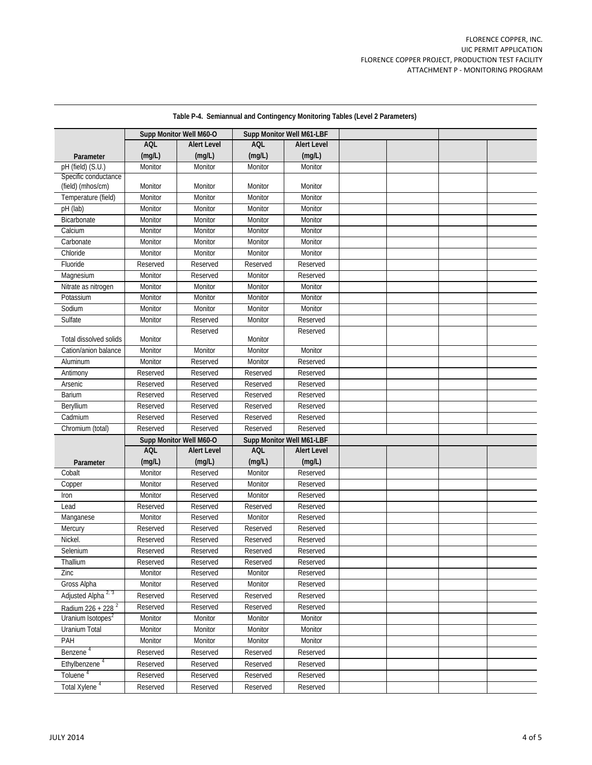**Table P-4. Semiannual and Contingency Monitoring Tables (Level 2 Parameters)**

| | Supp Monitor Well M60-O | | Supp Monitor Well M61-LBF | | | | | |
|---|---|---|---|---|---|---|---|---|
| Parameter | AQL (mg/L) | Alert Level (mg/L) | AQL (mg/L) | Alert Level (mg/L) | | | | |
| pH (field) (S.U.) | Monitor | Monitor | Monitor | Monitor | | | | |
| Specific conductance (field) (mhos/cm) | Monitor | Monitor | Monitor | Monitor | | | | |
| Temperature (field) | Monitor | Monitor | Monitor | Monitor | | | | |
| pH (lab) | Monitor | Monitor | Monitor | Monitor | | | | |
| Bicarbonate | Monitor | Monitor | Monitor | Monitor | | | | |
| Calcium | Monitor | Monitor | Monitor | Monitor | | | | |
| Carbonate | Monitor | Monitor | Monitor | Monitor | | | | |
| Chloride | Monitor | Monitor | Monitor | Monitor | | | | |
| Fluoride | Reserved | Reserved | Reserved | Reserved | | | | |
| Magnesium | Monitor | Reserved | Monitor | Reserved | | | | |
| Nitrate as nitrogen | Monitor | Monitor | Monitor | Monitor | | | | |
| Potassium | Monitor | Monitor | Monitor | Monitor | | | | |
| Sodium | Monitor | Monitor | Monitor | Monitor | | | | |
| Sulfate | Monitor | Reserved | Monitor | Reserved | | | | |
| Total dissolved solids | Monitor | Reserved | Monitor | Reserved | | | | |
| Cation/anion balance | Monitor | Monitor | Monitor | Monitor | | | | |
| Aluminum | Monitor | Reserved | Monitor | Reserved | | | | |
| Antimony | Reserved | Reserved | Reserved | Reserved | | | | |
| Arsenic | Reserved | Reserved | Reserved | Reserved | | | | |
| Barium | Reserved | Reserved | Reserved | Reserved | | | | |
| Beryllium | Reserved | Reserved | Reserved | Reserved | | | | |
| Cadmium | Reserved | Reserved | Reserved | Reserved | | | | |
| Chromium (total) | Reserved | Reserved | Reserved | Reserved | | | | |
| | Supp Monitor Well M60-O | | Supp Monitor Well M61-LBF | | | | | |
| Parameter | AQL (mg/L) | Alert Level (mg/L) | AQL (mg/L) | Alert Level (mg/L) | | | | |
| Cobalt | Monitor | Reserved | Monitor | Reserved | | | | |
| Copper | Monitor | Reserved | Monitor | Reserved | | | | |
| Iron | Monitor | Reserved | Monitor | Reserved | | | | |
| Lead | Reserved | Reserved | Reserved | Reserved | | | | |
| Manganese | Monitor | Reserved | Monitor | Reserved | | | | |
| Mercury | Reserved | Reserved | Reserved | Reserved | | | | |
| Nickel. | Reserved | Reserved | Reserved | Reserved | | | | |
| Selenium | Reserved | Reserved | Reserved | Reserved | | | | |
| Thallium | Reserved | Reserved | Reserved | Reserved | | | | |
| Zinc | Monitor | Reserved | Monitor | Reserved | | | | |
| Gross Alpha | Monitor | Reserved | Monitor | Reserved | | | | |
| Adjusted Alpha [2, 3] | Reserved | Reserved | Reserved | Reserved | | | | |
| Radium 226 + 228 [2] | Reserved | Reserved | Reserved | Reserved | | | | |
| Uranium Isotopes[2] | Monitor | Monitor | Monitor | Monitor | | | | |
| Uranium Total | Monitor | Monitor | Monitor | Monitor | | | | |
| PAH | Monitor | Monitor | Monitor | Monitor | | | | |
| Benzene [4] | Reserved | Reserved | Reserved | Reserved | | | | |
| Ethylbenzene [4] | Reserved | Reserved | Reserved | Reserved | | | | |
| Toluene [4] | Reserved | Reserved | Reserved | Reserved | | | | |
| Total Xylene [4] | Reserved | Reserved | Reserved | Reserved | | | | |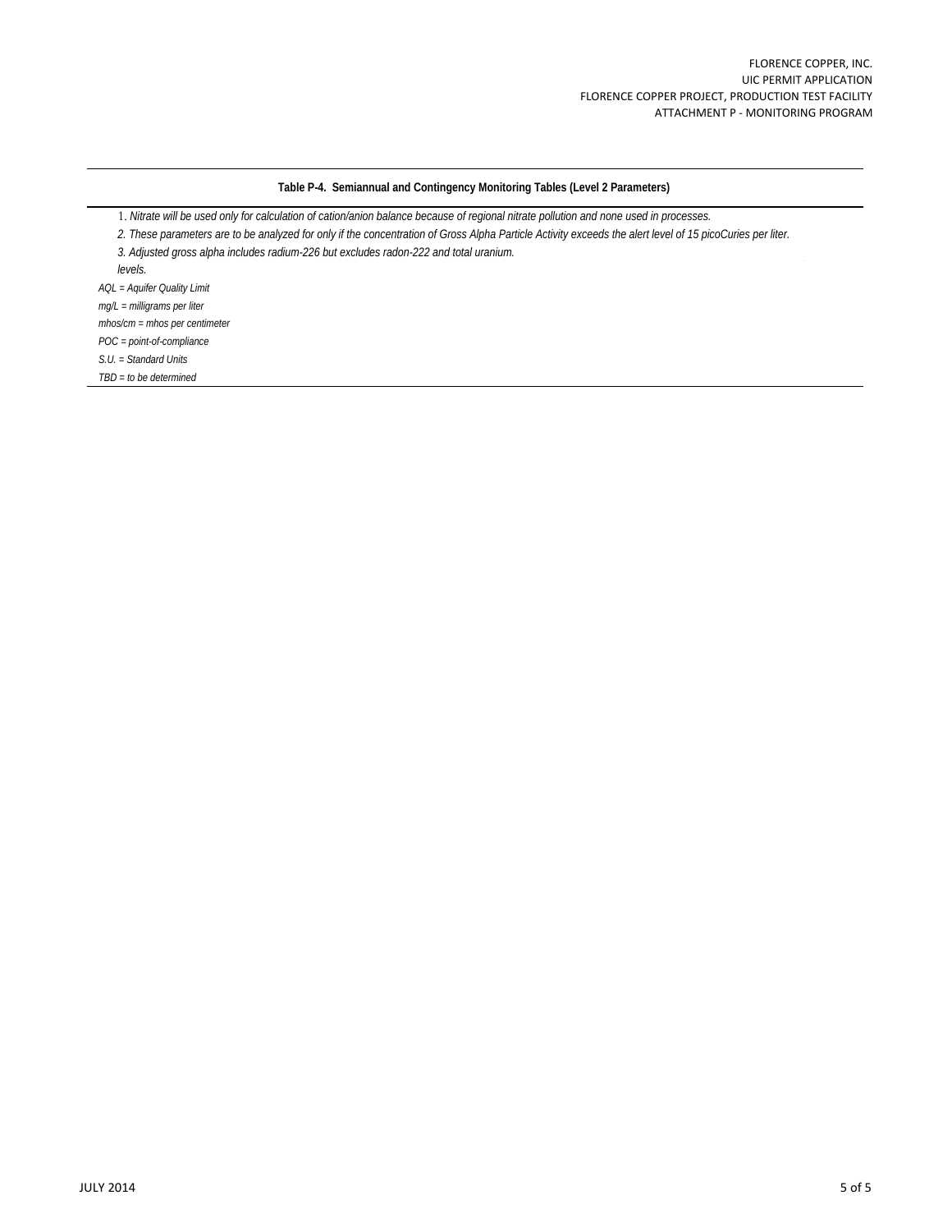**Table P-4. Semiannual and Contingency Monitoring Tables (Level 2 Parameters)**

1. *Nitrate will be used only for calculation of cation/anion balance because of regional nitrate pollution and none used in processes.*

2. *These parameters are to be analyzed for only if the concentration of Gross Alpha Particle Activity exceeds the alert level of 15 picoCuries per liter.*

3. *Adjusted gross alpha includes radium-226 but excludes radon-222 and total uranium.*

*levels.*

*AQL = Aquifer Quality Limit*

*mg/L = milligrams per liter*

*mhos/cm = mhos per centimeter*

*POC = point-of-compliance*

*S.U. = Standard Units*

*TBD = to be determined*